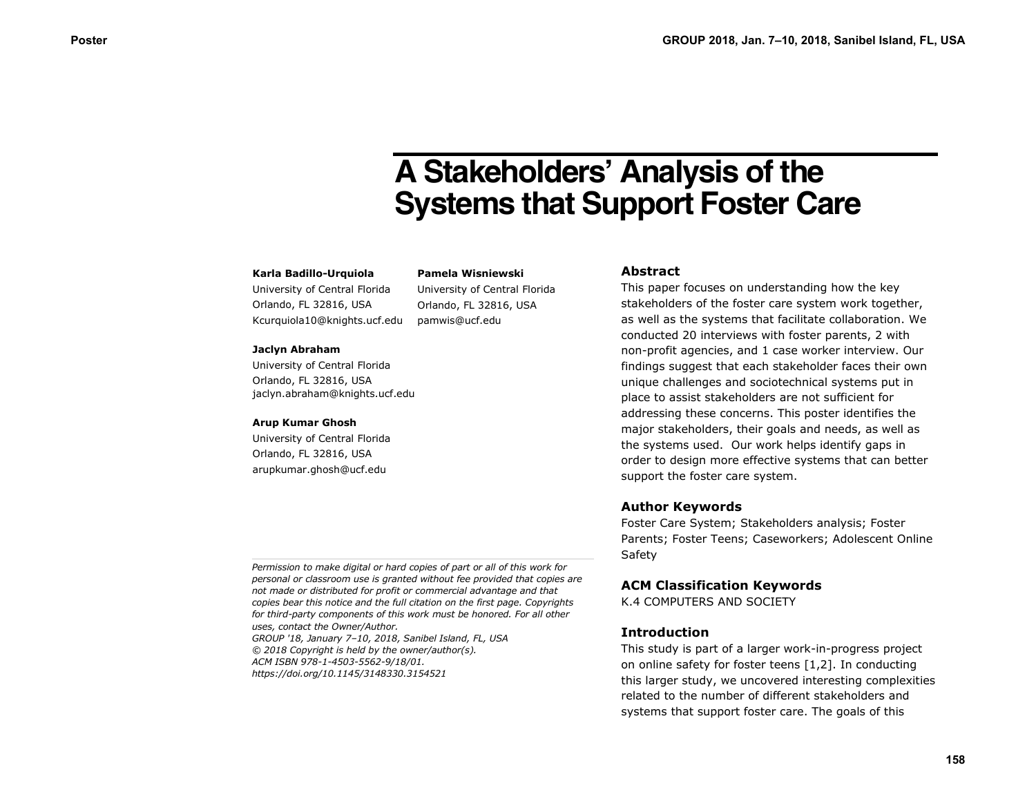# A Stakeholders' Analysis of the Systems that Support Foster Care

**Karla Badillo-Urquiola**
University of Central Florida
Orlando, FL 32816, USA
Kcurquiola10@knights.ucf.edu

**Pamela Wisniewski**
University of Central Florida
Orlando, FL 32816, USA
pamwis@ucf.edu

**Jaclyn Abraham**
University of Central Florida
Orlando, FL 32816, USA
jaclyn.abraham@knights.ucf.edu

**Arup Kumar Ghosh**
University of Central Florida
Orlando, FL 32816, USA
arupkumar.ghosh@ucf.edu

*Permission to make digital or hard copies of part or all of this work for personal or classroom use is granted without fee provided that copies are not made or distributed for profit or commercial advantage and that copies bear this notice and the full citation on the first page. Copyrights for third-party components of this work must be honored. For all other uses, contact the Owner/Author.*
*GROUP '18, January 7–10, 2018, Sanibel Island, FL, USA*
*© 2018 Copyright is held by the owner/author(s).*
*ACM ISBN 978-1-4503-5562-9/18/01.*
*https://doi.org/10.1145/3148330.3154521*

## Abstract

This paper focuses on understanding how the key stakeholders of the foster care system work together, as well as the systems that facilitate collaboration. We conducted 20 interviews with foster parents, 2 with non-profit agencies, and 1 case worker interview. Our findings suggest that each stakeholder faces their own unique challenges and sociotechnical systems put in place to assist stakeholders are not sufficient for addressing these concerns. This poster identifies the major stakeholders, their goals and needs, as well as the systems used. Our work helps identify gaps in order to design more effective systems that can better support the foster care system.

## Author Keywords

Foster Care System; Stakeholders analysis; Foster Parents; Foster Teens; Caseworkers; Adolescent Online Safety

## ACM Classification Keywords

K.4 COMPUTERS AND SOCIETY

## Introduction

This study is part of a larger work-in-progress project on online safety for foster teens [1,2]. In conducting this larger study, we uncovered interesting complexities related to the number of different stakeholders and systems that support foster care. The goals of this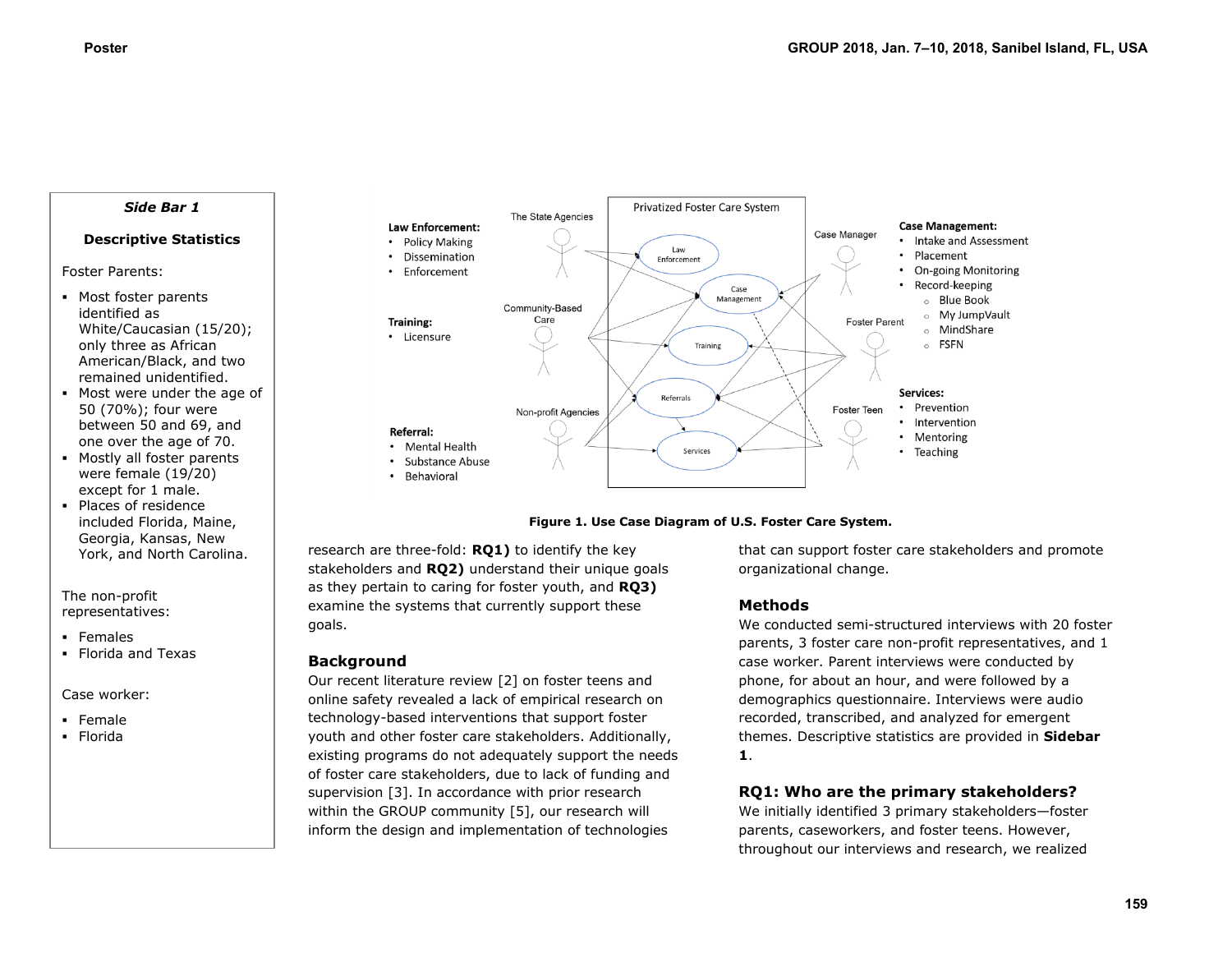## Side Bar 1

### Descriptive Statistics

Foster Parents:

- Most foster parents identified as White/Caucasian (15/20); only three as African American/Black, and two remained unidentified.
- Most were under the age of 50 (70%); four were between 50 and 69, and one over the age of 70.
- Mostly all foster parents were female (19/20) except for 1 male.
- Places of residence included Florida, Maine, Georgia, Kansas, New York, and North Carolina.

The non-profit representatives:

- Females
- Florida and Texas

Case worker:

- Female
- Florida

**Figure 1. Use Case Diagram of U.S. Foster Care System.**

research are three-fold: **RQ1)** to identify the key stakeholders and **RQ2)** understand their unique goals as they pertain to caring for foster youth, and **RQ3)** examine the systems that currently support these goals.

## Background

Our recent literature review [2] on foster teens and online safety revealed a lack of empirical research on technology-based interventions that support foster youth and other foster care stakeholders. Additionally, existing programs do not adequately support the needs of foster care stakeholders, due to lack of funding and supervision [3]. In accordance with prior research within the GROUP community [5], our research will inform the design and implementation of technologies that can support foster care stakeholders and promote organizational change.

## Methods

We conducted semi-structured interviews with 20 foster parents, 3 foster care non-profit representatives, and 1 case worker. Parent interviews were conducted by phone, for about an hour, and were followed by a demographics questionnaire. Interviews were audio recorded, transcribed, and analyzed for emergent themes. Descriptive statistics are provided in **Sidebar 1**.

## RQ1: Who are the primary stakeholders?

We initially identified 3 primary stakeholders—foster parents, caseworkers, and foster teens. However, throughout our interviews and research, we realized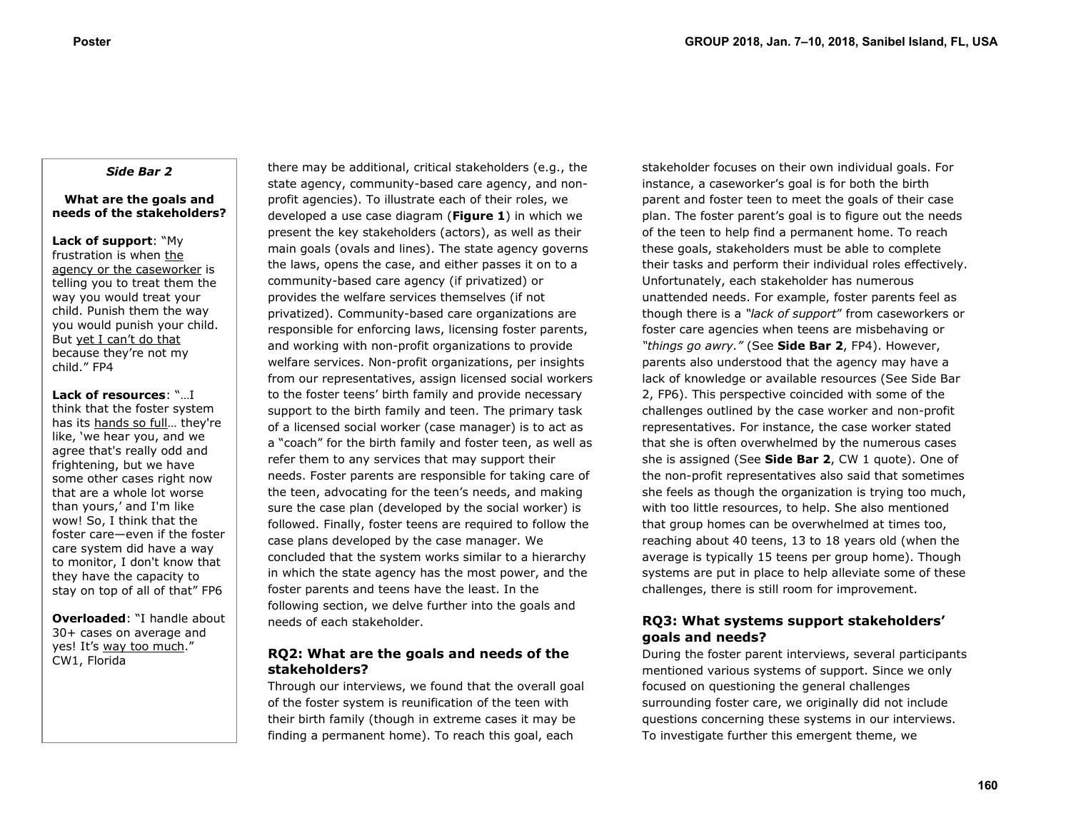*Side Bar 2*

**What are the goals and needs of the stakeholders?**

**Lack of support**: "My frustration is when the agency or the caseworker is telling you to treat them the way you would treat your child. Punish them the way you would punish your child. But yet I can't do that because they're not my child." FP4

**Lack of resources**: "…I think that the foster system has its hands so full… they're like, 'we hear you, and we agree that's really odd and frightening, but we have some other cases right now that are a whole lot worse than yours,' and I'm like wow! So, I think that the foster care—even if the foster care system did have a way to monitor, I don't know that they have the capacity to stay on top of all of that" FP6

**Overloaded**: "I handle about 30+ cases on average and yes! It's way too much." CW1, Florida

there may be additional, critical stakeholders (e.g., the state agency, community-based care agency, and non-profit agencies). To illustrate each of their roles, we developed a use case diagram (**Figure 1**) in which we present the key stakeholders (actors), as well as their main goals (ovals and lines). The state agency governs the laws, opens the case, and either passes it on to a community-based care agency (if privatized) or provides the welfare services themselves (if not privatized). Community-based care organizations are responsible for enforcing laws, licensing foster parents, and working with non-profit organizations to provide welfare services. Non-profit organizations, per insights from our representatives, assign licensed social workers to the foster teens' birth family and provide necessary support to the birth family and teen. The primary task of a licensed social worker (case manager) is to act as a "coach" for the birth family and foster teen, as well as refer them to any services that may support their needs. Foster parents are responsible for taking care of the teen, advocating for the teen's needs, and making sure the case plan (developed by the social worker) is followed. Finally, foster teens are required to follow the case plans developed by the case manager. We concluded that the system works similar to a hierarchy in which the state agency has the most power, and the foster parents and teens have the least. In the following section, we delve further into the goals and needs of each stakeholder.

### RQ2: What are the goals and needs of the stakeholders?

Through our interviews, we found that the overall goal of the foster system is reunification of the teen with their birth family (though in extreme cases it may be finding a permanent home). To reach this goal, each stakeholder focuses on their own individual goals. For instance, a caseworker's goal is for both the birth parent and foster teen to meet the goals of their case plan. The foster parent's goal is to figure out the needs of the teen to help find a permanent home. To reach these goals, stakeholders must be able to complete their tasks and perform their individual roles effectively. Unfortunately, each stakeholder has numerous unattended needs. For example, foster parents feel as though there is a *"lack of support"* from caseworkers or foster care agencies when teens are misbehaving or *"things go awry."* (See **Side Bar 2**, FP4). However, parents also understood that the agency may have a lack of knowledge or available resources (See Side Bar 2, FP6). This perspective coincided with some of the challenges outlined by the case worker and non-profit representatives. For instance, the case worker stated that she is often overwhelmed by the numerous cases she is assigned (See **Side Bar 2**, CW 1 quote). One of the non-profit representatives also said that sometimes she feels as though the organization is trying too much, with too little resources, to help. She also mentioned that group homes can be overwhelmed at times too, reaching about 40 teens, 13 to 18 years old (when the average is typically 15 teens per group home). Though systems are put in place to help alleviate some of these challenges, there is still room for improvement.

### RQ3: What systems support stakeholders' goals and needs?

During the foster parent interviews, several participants mentioned various systems of support. Since we only focused on questioning the general challenges surrounding foster care, we originally did not include questions concerning these systems in our interviews. To investigate further this emergent theme, we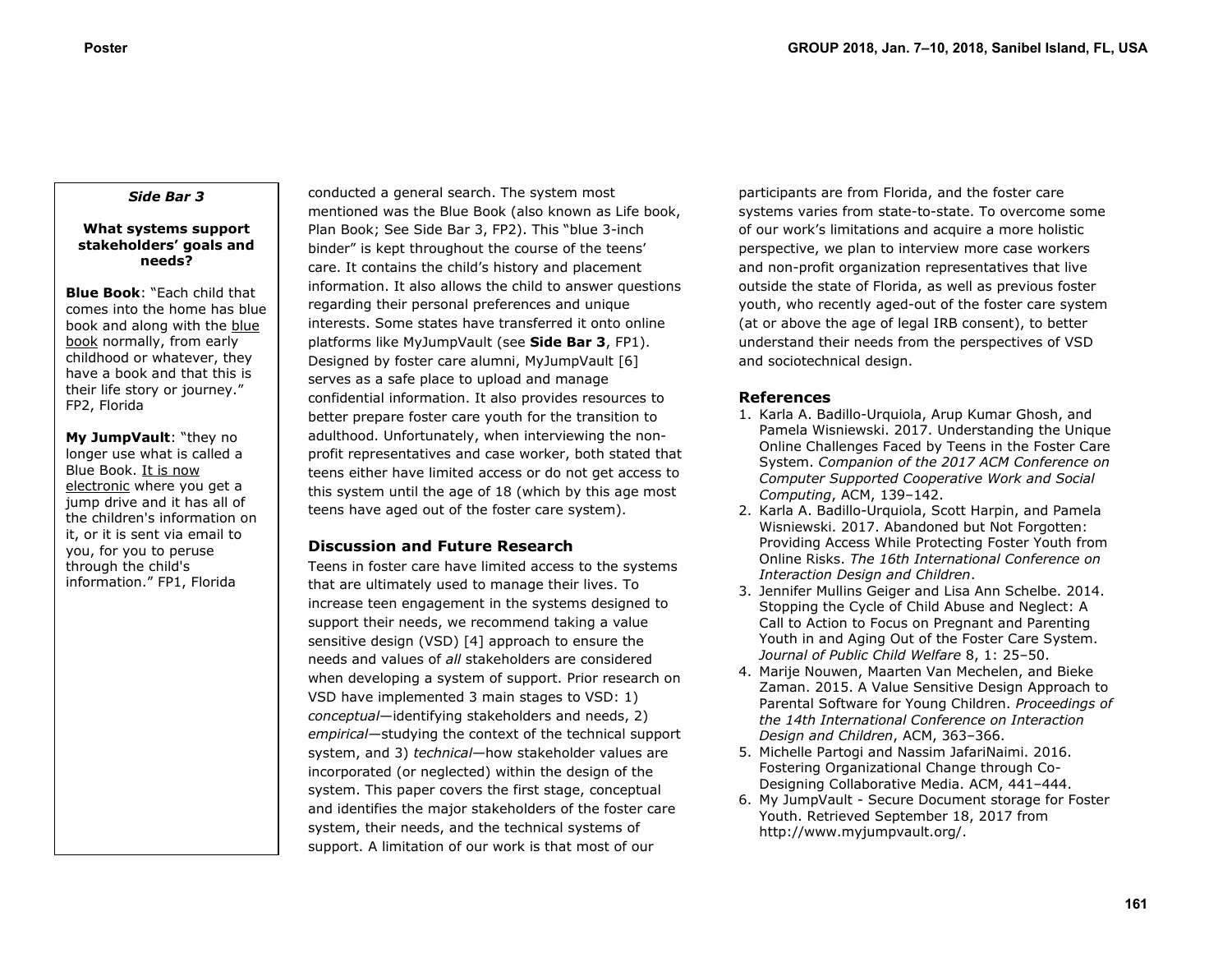### *Side Bar 3*

**What systems support stakeholders' goals and needs?**

**Blue Book**: "Each child that comes into the home has blue book and along with the blue book normally, from early childhood or whatever, they have a book and that this is their life story or journey." FP2, Florida

**My JumpVault**: "they no longer use what is called a Blue Book. It is now electronic where you get a jump drive and it has all of the children's information on it, or it is sent via email to you, for you to peruse through the child's information." FP1, Florida

conducted a general search. The system most mentioned was the Blue Book (also known as Life book, Plan Book; See Side Bar 3, FP2). This "blue 3-inch binder" is kept throughout the course of the teens' care. It contains the child's history and placement information. It also allows the child to answer questions regarding their personal preferences and unique interests. Some states have transferred it onto online platforms like MyJumpVault (see **Side Bar 3**, FP1). Designed by foster care alumni, MyJumpVault [6] serves as a safe place to upload and manage confidential information. It also provides resources to better prepare foster care youth for the transition to adulthood. Unfortunately, when interviewing the non-profit representatives and case worker, both stated that teens either have limited access or do not get access to this system until the age of 18 (which by this age most teens have aged out of the foster care system).

## Discussion and Future Research

Teens in foster care have limited access to the systems that are ultimately used to manage their lives. To increase teen engagement in the systems designed to support their needs, we recommend taking a value sensitive design (VSD) [4] approach to ensure the needs and values of *all* stakeholders are considered when developing a system of support. Prior research on VSD have implemented 3 main stages to VSD: 1) *conceptual*—identifying stakeholders and needs, 2) *empirical*—studying the context of the technical support system, and 3) *technical*—how stakeholder values are incorporated (or neglected) within the design of the system. This paper covers the first stage, conceptual and identifies the major stakeholders of the foster care system, their needs, and the technical systems of support. A limitation of our work is that most of our participants are from Florida, and the foster care systems varies from state-to-state. To overcome some of our work's limitations and acquire a more holistic perspective, we plan to interview more case workers and non-profit organization representatives that live outside the state of Florida, as well as previous foster youth, who recently aged-out of the foster care system (at or above the age of legal IRB consent), to better understand their needs from the perspectives of VSD and sociotechnical design.

## References

1. Karla A. Badillo-Urquiola, Arup Kumar Ghosh, and Pamela Wisniewski. 2017. Understanding the Unique Online Challenges Faced by Teens in the Foster Care System. *Companion of the 2017 ACM Conference on Computer Supported Cooperative Work and Social Computing*, ACM, 139–142.
2. Karla A. Badillo-Urquiola, Scott Harpin, and Pamela Wisniewski. 2017. Abandoned but Not Forgotten: Providing Access While Protecting Foster Youth from Online Risks. *The 16th International Conference on Interaction Design and Children*.
3. Jennifer Mullins Geiger and Lisa Ann Schelbe. 2014. Stopping the Cycle of Child Abuse and Neglect: A Call to Action to Focus on Pregnant and Parenting Youth in and Aging Out of the Foster Care System. *Journal of Public Child Welfare* 8, 1: 25–50.
4. Marije Nouwen, Maarten Van Mechelen, and Bieke Zaman. 2015. A Value Sensitive Design Approach to Parental Software for Young Children. *Proceedings of the 14th International Conference on Interaction Design and Children*, ACM, 363–366.
5. Michelle Partogi and Nassim JafariNaimi. 2016. Fostering Organizational Change through Co-Designing Collaborative Media. ACM, 441–444.
6. My JumpVault - Secure Document storage for Foster Youth. Retrieved September 18, 2017 from http://www.myjumpvault.org/.